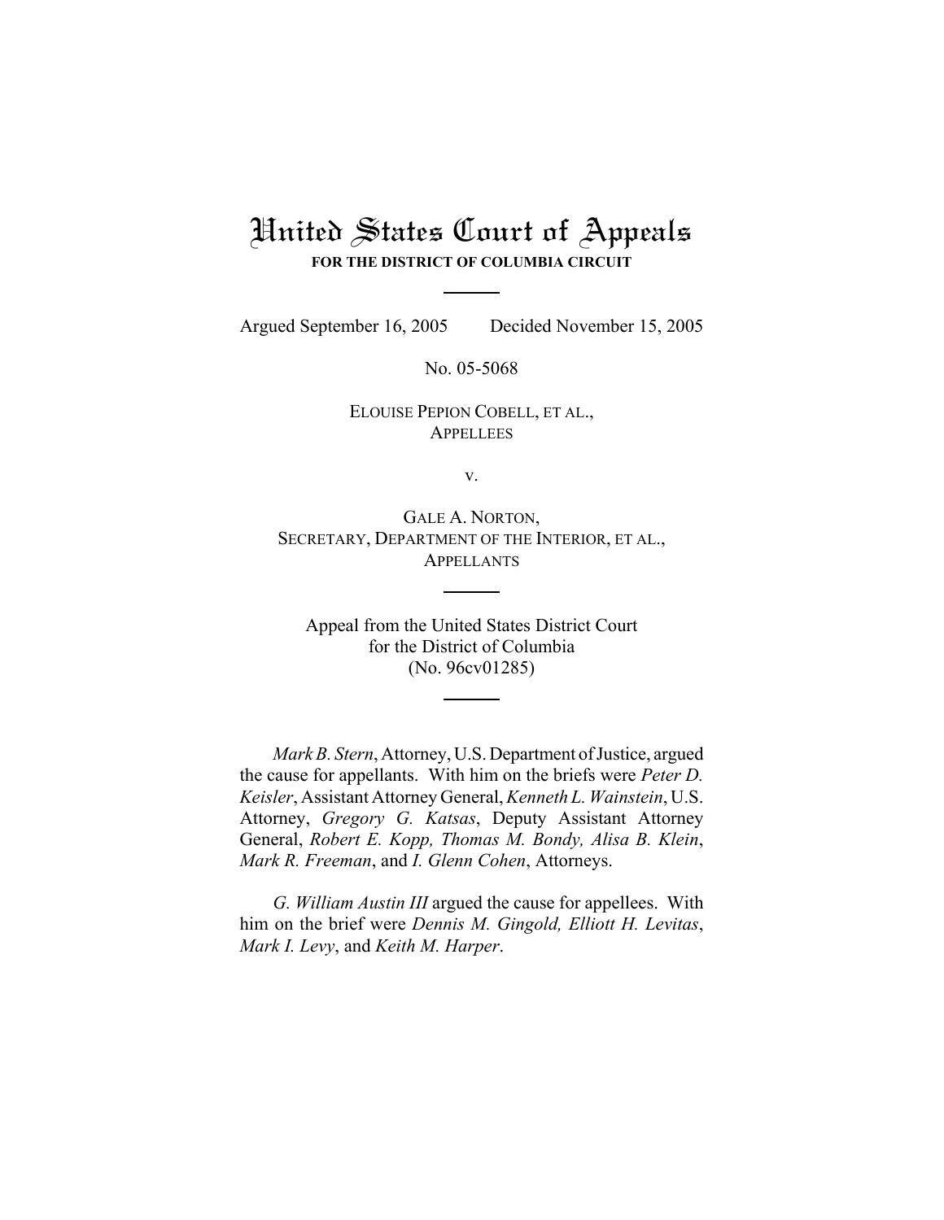# United States Court of Appeals

**FOR THE DISTRICT OF COLUMBIA CIRCUIT**

---

Argued September 16, 2005 Decided November 15, 2005

No. 05-5068

ELOUISE PEPION COBELL, ET AL.,
APPELLEES

v.

GALE A. NORTON,
SECRETARY, DEPARTMENT OF THE INTERIOR, ET AL.,
APPELLANTS

---

Appeal from the United States District Court
for the District of Columbia
(No. 96cv01285)

---

*Mark B. Stern*, Attorney, U.S. Department of Justice, argued the cause for appellants. With him on the briefs were *Peter D. Keisler*, Assistant Attorney General, *Kenneth L. Wainstein*, U.S. Attorney, *Gregory G. Katsas*, Deputy Assistant Attorney General, *Robert E. Kopp, Thomas M. Bondy, Alisa B. Klein*, *Mark R. Freeman*, and *I. Glenn Cohen*, Attorneys.

*G. William Austin III* argued the cause for appellees. With him on the brief were *Dennis M. Gingold, Elliott H. Levitas*, *Mark I. Levy*, and *Keith M. Harper*.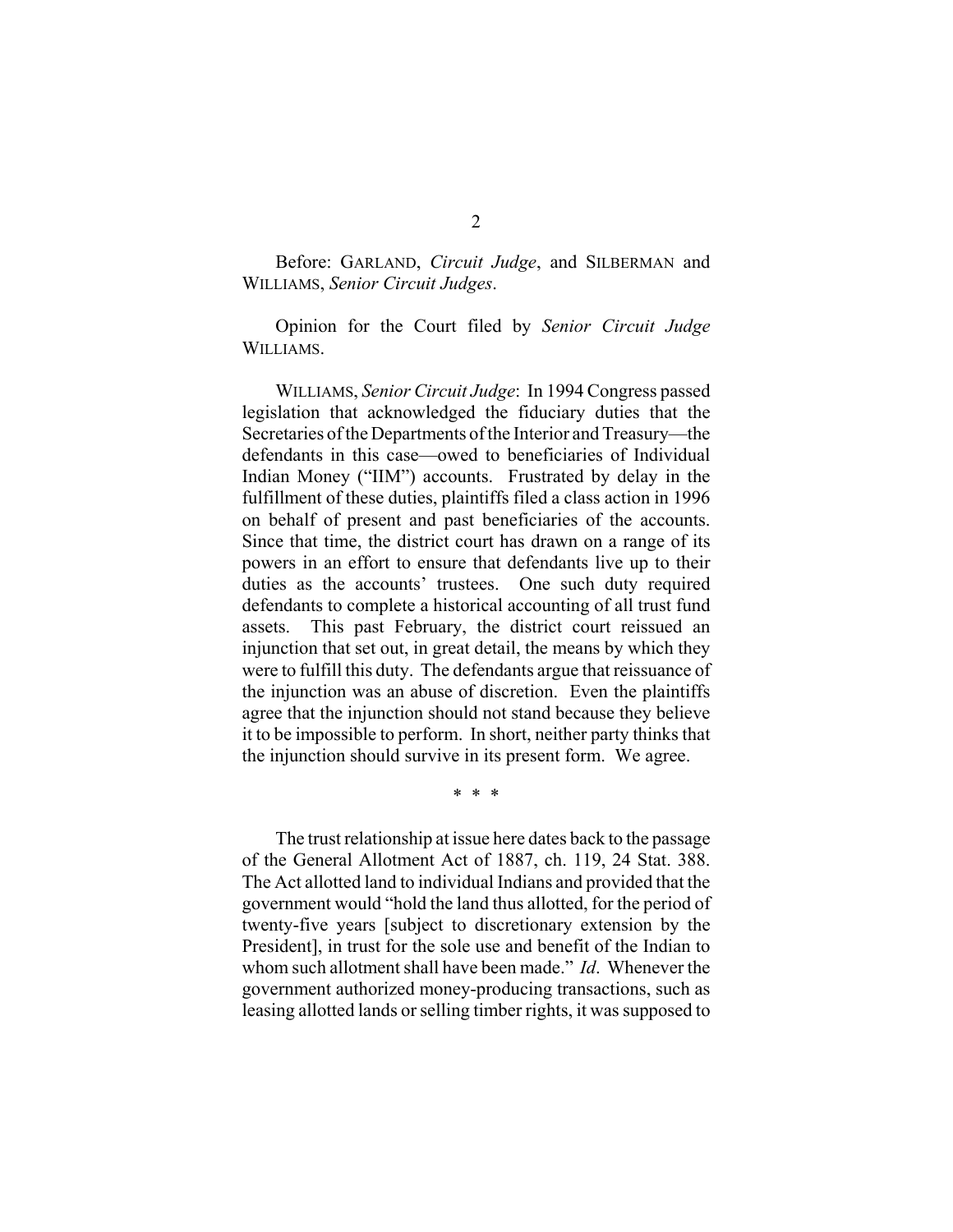Before: GARLAND, *Circuit Judge*, and SILBERMAN and WILLIAMS, *Senior Circuit Judges*.

Opinion for the Court filed by *Senior Circuit Judge* WILLIAMS.

WILLIAMS, *Senior Circuit Judge*: In 1994 Congress passed legislation that acknowledged the fiduciary duties that the Secretaries of the Departments of the Interior and Treasury—the defendants in this case—owed to beneficiaries of Individual Indian Money ("IIM") accounts. Frustrated by delay in the fulfillment of these duties, plaintiffs filed a class action in 1996 on behalf of present and past beneficiaries of the accounts. Since that time, the district court has drawn on a range of its powers in an effort to ensure that defendants live up to their duties as the accounts' trustees. One such duty required defendants to complete a historical accounting of all trust fund assets. This past February, the district court reissued an injunction that set out, in great detail, the means by which they were to fulfill this duty. The defendants argue that reissuance of the injunction was an abuse of discretion. Even the plaintiffs agree that the injunction should not stand because they believe it to be impossible to perform. In short, neither party thinks that the injunction should survive in its present form. We agree.

\* \* \*

The trust relationship at issue here dates back to the passage of the General Allotment Act of 1887, ch. 119, 24 Stat. 388. The Act allotted land to individual Indians and provided that the government would "hold the land thus allotted, for the period of twenty-five years [subject to discretionary extension by the President], in trust for the sole use and benefit of the Indian to whom such allotment shall have been made." *Id*. Whenever the government authorized money-producing transactions, such as leasing allotted lands or selling timber rights, it was supposed to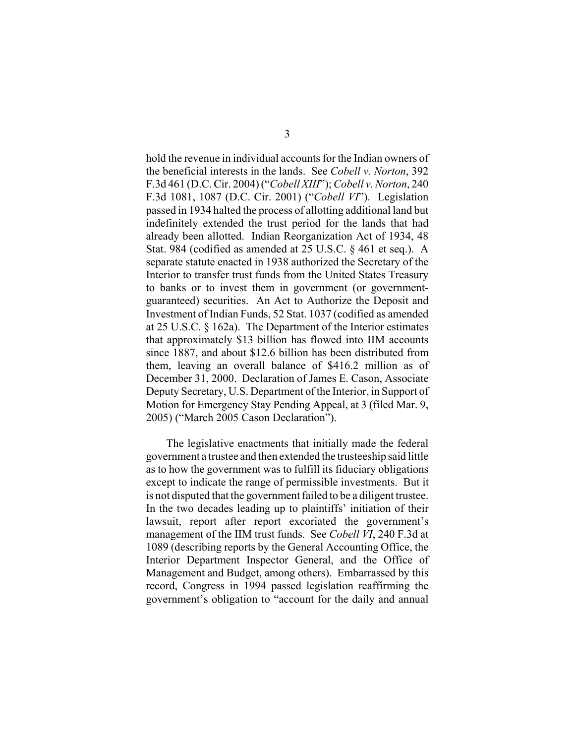hold the revenue in individual accounts for the Indian owners of the beneficial interests in the lands. See *Cobell v. Norton*, 392 F.3d 461 (D.C. Cir. 2004) ("*Cobell XIII*"); *Cobell v. Norton*, 240 F.3d 1081, 1087 (D.C. Cir. 2001) ("*Cobell VI*"). Legislation passed in 1934 halted the process of allotting additional land but indefinitely extended the trust period for the lands that had already been allotted. Indian Reorganization Act of 1934, 48 Stat. 984 (codified as amended at 25 U.S.C. § 461 et seq.). A separate statute enacted in 1938 authorized the Secretary of the Interior to transfer trust funds from the United States Treasury to banks or to invest them in government (or government-guaranteed) securities. An Act to Authorize the Deposit and Investment of Indian Funds, 52 Stat. 1037 (codified as amended at 25 U.S.C. § 162a). The Department of the Interior estimates that approximately $13 billion has flowed into IIM accounts since 1887, and about $12.6 billion has been distributed from them, leaving an overall balance of $416.2 million as of December 31, 2000. Declaration of James E. Cason, Associate Deputy Secretary, U.S. Department of the Interior, in Support of Motion for Emergency Stay Pending Appeal, at 3 (filed Mar. 9, 2005) ("March 2005 Cason Declaration").

The legislative enactments that initially made the federal government a trustee and then extended the trusteeship said little as to how the government was to fulfill its fiduciary obligations except to indicate the range of permissible investments. But it is not disputed that the government failed to be a diligent trustee. In the two decades leading up to plaintiffs' initiation of their lawsuit, report after report excoriated the government's management of the IIM trust funds. See *Cobell VI*, 240 F.3d at 1089 (describing reports by the General Accounting Office, the Interior Department Inspector General, and the Office of Management and Budget, among others). Embarrassed by this record, Congress in 1994 passed legislation reaffirming the government's obligation to "account for the daily and annual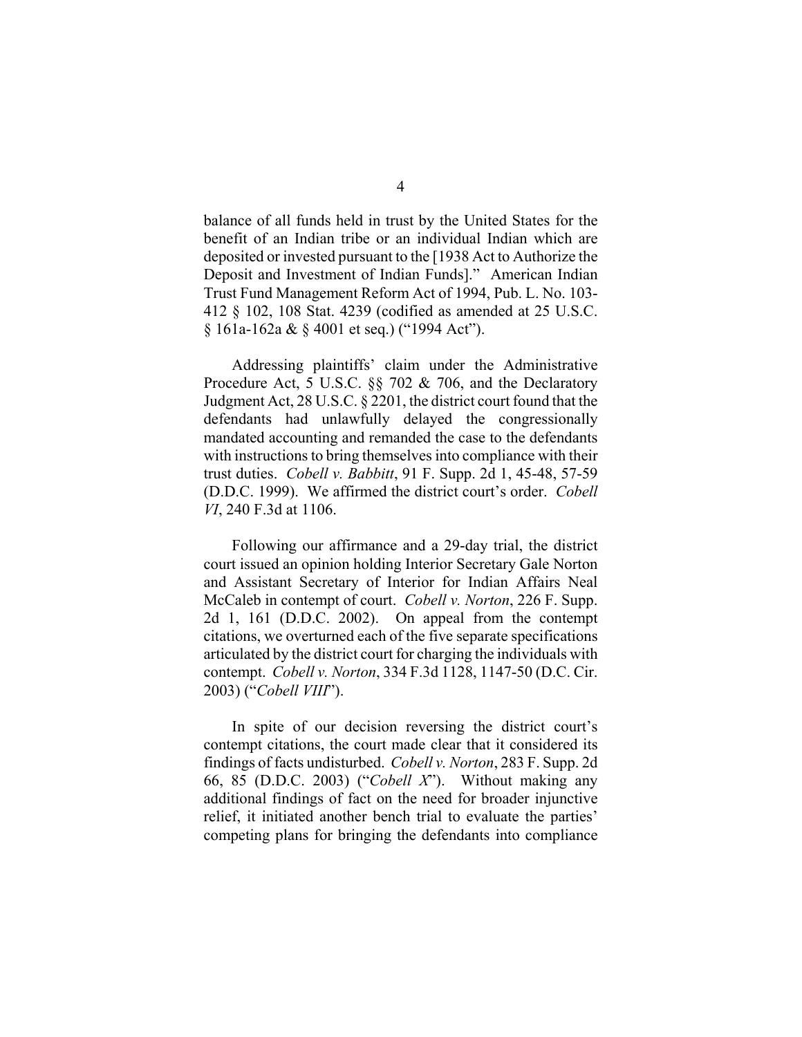balance of all funds held in trust by the United States for the benefit of an Indian tribe or an individual Indian which are deposited or invested pursuant to the [1938 Act to Authorize the Deposit and Investment of Indian Funds]." American Indian Trust Fund Management Reform Act of 1994, Pub. L. No. 103-412 § 102, 108 Stat. 4239 (codified as amended at 25 U.S.C. § 161a-162a & § 4001 et seq.) ("1994 Act").

Addressing plaintiffs' claim under the Administrative Procedure Act, 5 U.S.C. §§ 702 & 706, and the Declaratory Judgment Act, 28 U.S.C. § 2201, the district court found that the defendants had unlawfully delayed the congressionally mandated accounting and remanded the case to the defendants with instructions to bring themselves into compliance with their trust duties. *Cobell v. Babbitt*, 91 F. Supp. 2d 1, 45-48, 57-59 (D.D.C. 1999). We affirmed the district court's order. *Cobell VI*, 240 F.3d at 1106.

Following our affirmance and a 29-day trial, the district court issued an opinion holding Interior Secretary Gale Norton and Assistant Secretary of Interior for Indian Affairs Neal McCaleb in contempt of court. *Cobell v. Norton*, 226 F. Supp. 2d 1, 161 (D.D.C. 2002). On appeal from the contempt citations, we overturned each of the five separate specifications articulated by the district court for charging the individuals with contempt. *Cobell v. Norton*, 334 F.3d 1128, 1147-50 (D.C. Cir. 2003) ("*Cobell VIII*").

In spite of our decision reversing the district court's contempt citations, the court made clear that it considered its findings of facts undisturbed. *Cobell v. Norton*, 283 F. Supp. 2d 66, 85 (D.D.C. 2003) ("*Cobell X*"). Without making any additional findings of fact on the need for broader injunctive relief, it initiated another bench trial to evaluate the parties' competing plans for bringing the defendants into compliance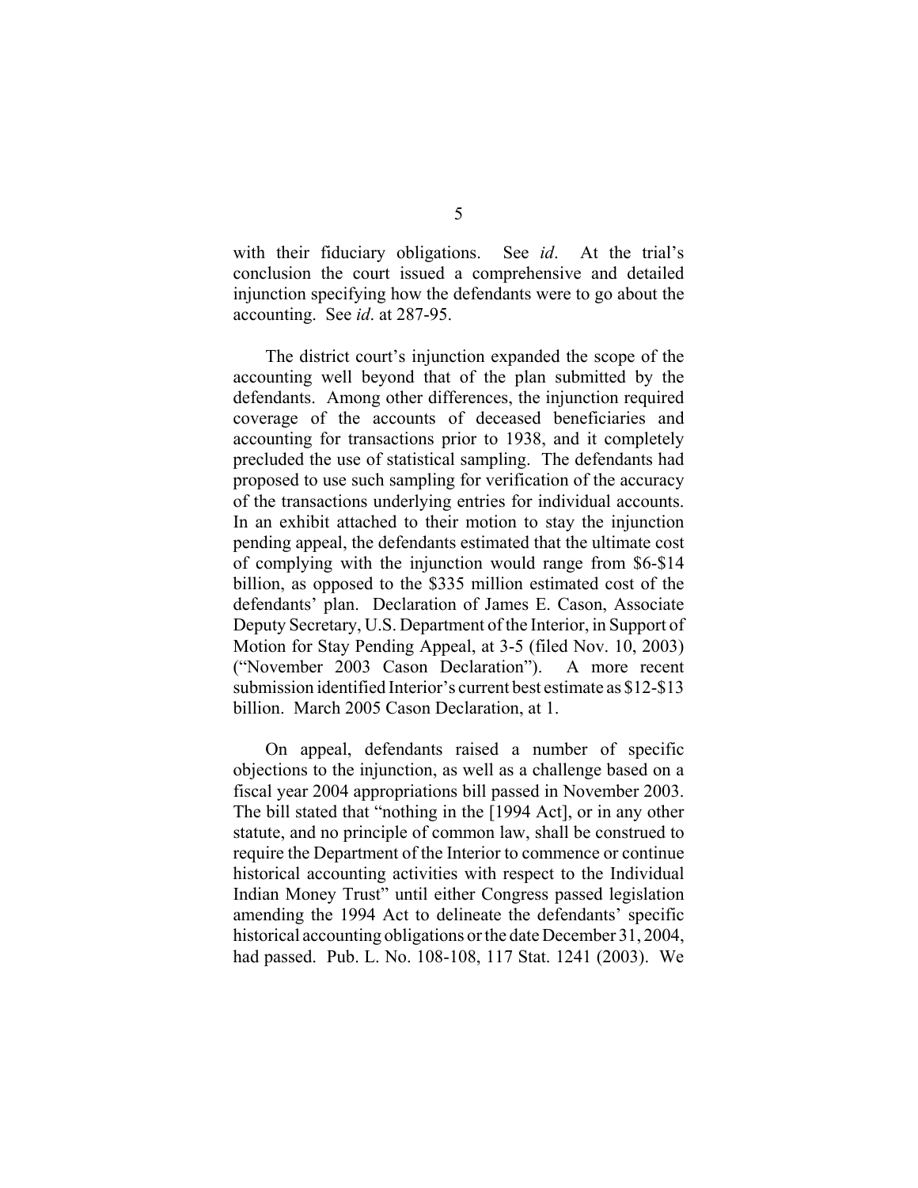with their fiduciary obligations. See *id*. At the trial's conclusion the court issued a comprehensive and detailed injunction specifying how the defendants were to go about the accounting. See *id*. at 287-95.

The district court's injunction expanded the scope of the accounting well beyond that of the plan submitted by the defendants. Among other differences, the injunction required coverage of the accounts of deceased beneficiaries and accounting for transactions prior to 1938, and it completely precluded the use of statistical sampling. The defendants had proposed to use such sampling for verification of the accuracy of the transactions underlying entries for individual accounts. In an exhibit attached to their motion to stay the injunction pending appeal, the defendants estimated that the ultimate cost of complying with the injunction would range from \$6-\$14 billion, as opposed to the \$335 million estimated cost of the defendants' plan. Declaration of James E. Cason, Associate Deputy Secretary, U.S. Department of the Interior, in Support of Motion for Stay Pending Appeal, at 3-5 (filed Nov. 10, 2003) ("November 2003 Cason Declaration"). A more recent submission identified Interior's current best estimate as \$12-\$13 billion. March 2005 Cason Declaration, at 1.

On appeal, defendants raised a number of specific objections to the injunction, as well as a challenge based on a fiscal year 2004 appropriations bill passed in November 2003. The bill stated that "nothing in the [1994 Act], or in any other statute, and no principle of common law, shall be construed to require the Department of the Interior to commence or continue historical accounting activities with respect to the Individual Indian Money Trust" until either Congress passed legislation amending the 1994 Act to delineate the defendants' specific historical accounting obligations or the date December 31, 2004, had passed. Pub. L. No. 108-108, 117 Stat. 1241 (2003). We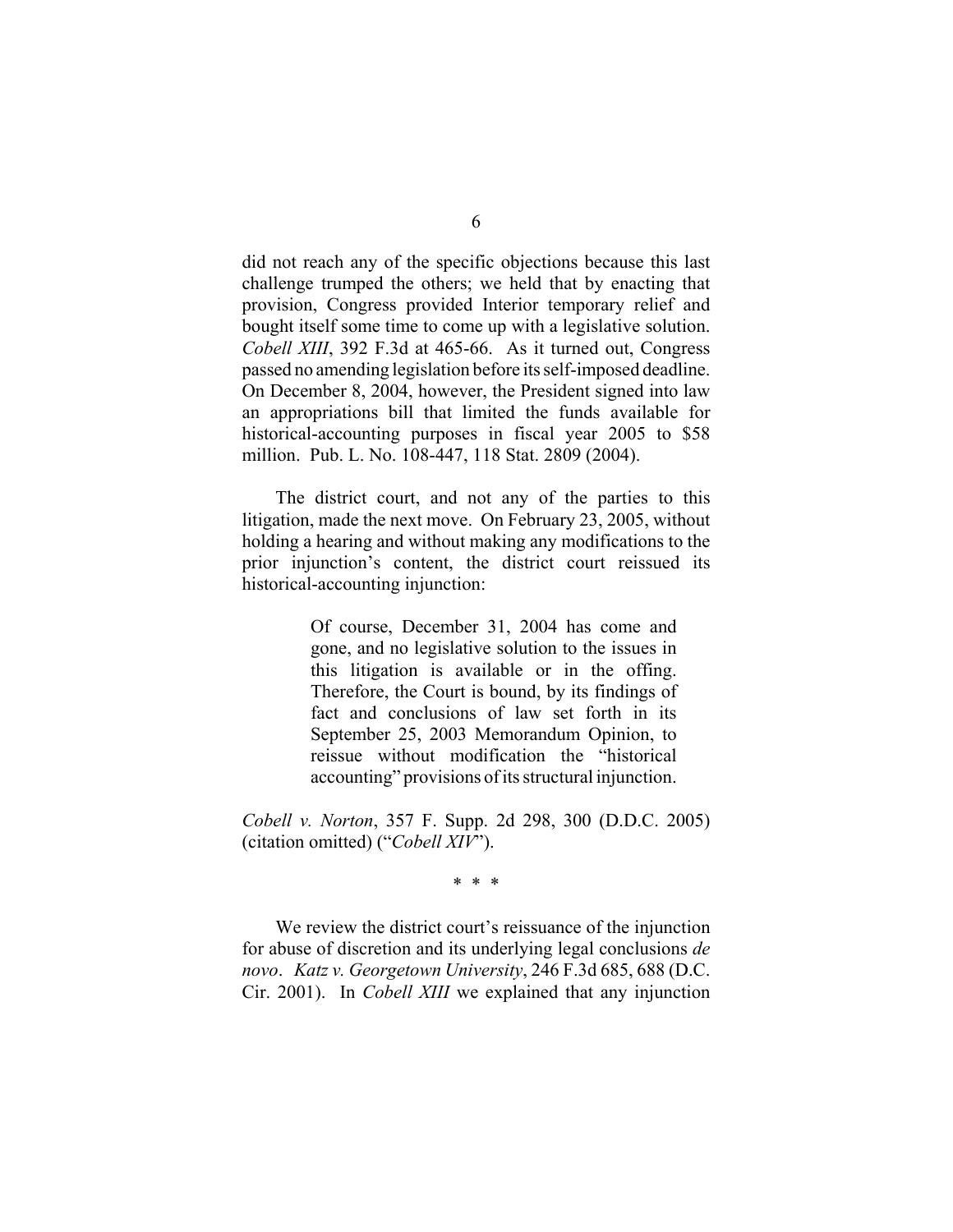did not reach any of the specific objections because this last challenge trumped the others; we held that by enacting that provision, Congress provided Interior temporary relief and bought itself some time to come up with a legislative solution. *Cobell XIII*, 392 F.3d at 465-66. As it turned out, Congress passed no amending legislation before its self-imposed deadline. On December 8, 2004, however, the President signed into law an appropriations bill that limited the funds available for historical-accounting purposes in fiscal year 2005 to $58 million. Pub. L. No. 108-447, 118 Stat. 2809 (2004).

The district court, and not any of the parties to this litigation, made the next move. On February 23, 2005, without holding a hearing and without making any modifications to the prior injunction's content, the district court reissued its historical-accounting injunction:

> Of course, December 31, 2004 has come and gone, and no legislative solution to the issues in this litigation is available or in the offing. Therefore, the Court is bound, by its findings of fact and conclusions of law set forth in its September 25, 2003 Memorandum Opinion, to reissue without modification the "historical accounting" provisions of its structural injunction.

*Cobell v. Norton*, 357 F. Supp. 2d 298, 300 (D.D.C. 2005) (citation omitted) ("*Cobell XIV*").

\* \* \*

We review the district court's reissuance of the injunction for abuse of discretion and its underlying legal conclusions *de novo*. *Katz v. Georgetown University*, 246 F.3d 685, 688 (D.C. Cir. 2001). In *Cobell XIII* we explained that any injunction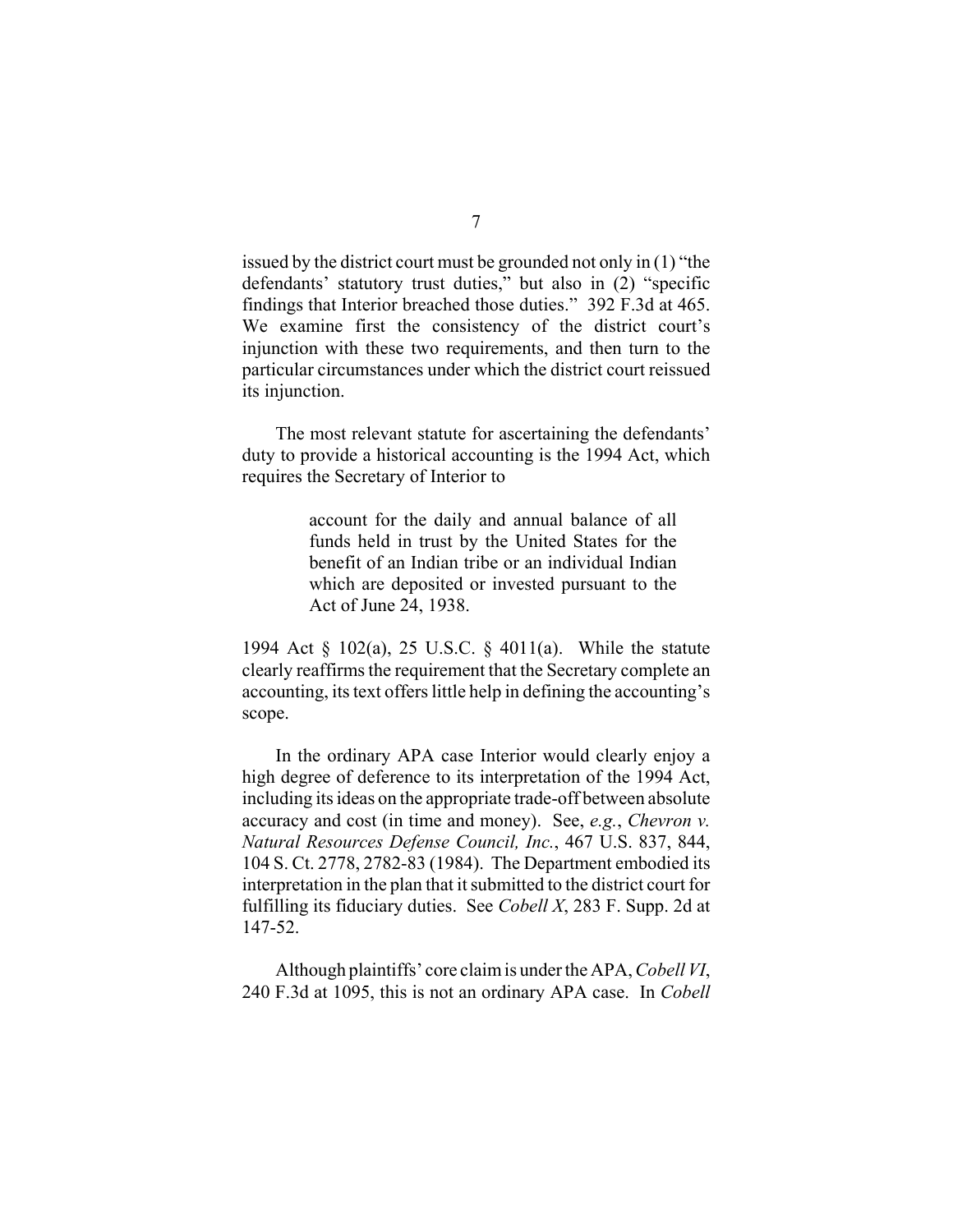issued by the district court must be grounded not only in (1) "the defendants' statutory trust duties," but also in (2) "specific findings that Interior breached those duties." 392 F.3d at 465. We examine first the consistency of the district court's injunction with these two requirements, and then turn to the particular circumstances under which the district court reissued its injunction.

The most relevant statute for ascertaining the defendants' duty to provide a historical accounting is the 1994 Act, which requires the Secretary of Interior to

> account for the daily and annual balance of all funds held in trust by the United States for the benefit of an Indian tribe or an individual Indian which are deposited or invested pursuant to the Act of June 24, 1938.

1994 Act § 102(a), 25 U.S.C. § 4011(a). While the statute clearly reaffirms the requirement that the Secretary complete an accounting, its text offers little help in defining the accounting's scope.

In the ordinary APA case Interior would clearly enjoy a high degree of deference to its interpretation of the 1994 Act, including its ideas on the appropriate trade-off between absolute accuracy and cost (in time and money). See, *e.g.*, *Chevron v. Natural Resources Defense Council, Inc.*, 467 U.S. 837, 844, 104 S. Ct. 2778, 2782-83 (1984). The Department embodied its interpretation in the plan that it submitted to the district court for fulfilling its fiduciary duties. See *Cobell X*, 283 F. Supp. 2d at 147-52.

Although plaintiffs' core claim is under the APA, *Cobell VI*, 240 F.3d at 1095, this is not an ordinary APA case. In *Cobell*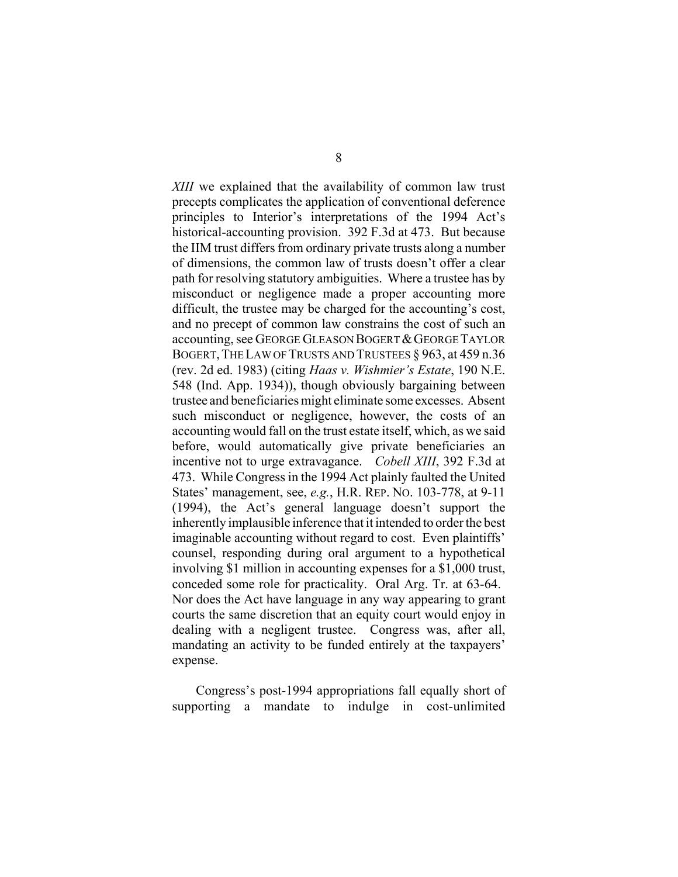*XIII* we explained that the availability of common law trust precepts complicates the application of conventional deference principles to Interior's interpretations of the 1994 Act's historical-accounting provision. 392 F.3d at 473. But because the IIM trust differs from ordinary private trusts along a number of dimensions, the common law of trusts doesn't offer a clear path for resolving statutory ambiguities. Where a trustee has by misconduct or negligence made a proper accounting more difficult, the trustee may be charged for the accounting's cost, and no precept of common law constrains the cost of such an accounting, see GEORGE GLEASON BOGERT & GEORGE TAYLOR BOGERT, THE LAW OF TRUSTS AND TRUSTEES § 963, at 459 n.36 (rev. 2d ed. 1983) (citing *Haas v. Wishmier's Estate*, 190 N.E. 548 (Ind. App. 1934)), though obviously bargaining between trustee and beneficiaries might eliminate some excesses. Absent such misconduct or negligence, however, the costs of an accounting would fall on the trust estate itself, which, as we said before, would automatically give private beneficiaries an incentive not to urge extravagance. *Cobell XIII*, 392 F.3d at 473. While Congress in the 1994 Act plainly faulted the United States' management, see, *e.g.*, H.R. REP. NO. 103-778, at 9-11 (1994), the Act's general language doesn't support the inherently implausible inference that it intended to order the best imaginable accounting without regard to cost. Even plaintiffs' counsel, responding during oral argument to a hypothetical involving $1 million in accounting expenses for a $1,000 trust, conceded some role for practicality. Oral Arg. Tr. at 63-64. Nor does the Act have language in any way appearing to grant courts the same discretion that an equity court would enjoy in dealing with a negligent trustee. Congress was, after all, mandating an activity to be funded entirely at the taxpayers' expense.

Congress's post-1994 appropriations fall equally short of supporting a mandate to indulge in cost-unlimited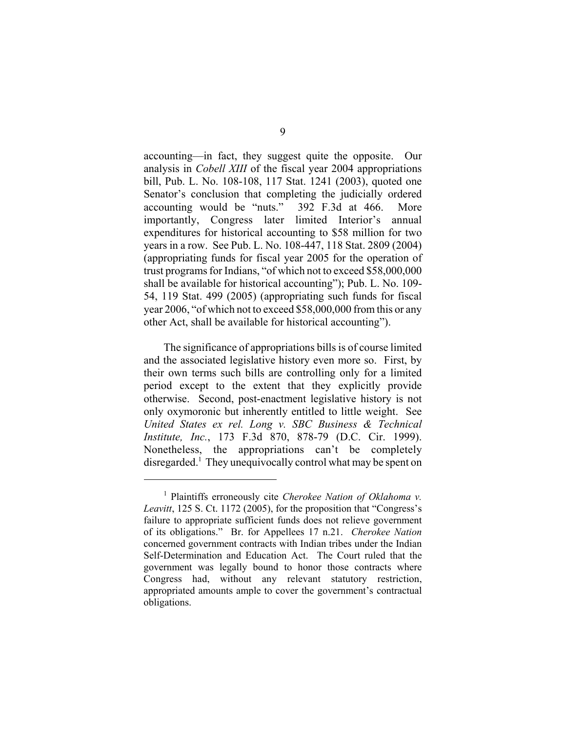accounting—in fact, they suggest quite the opposite. Our analysis in *Cobell XIII* of the fiscal year 2004 appropriations bill, Pub. L. No. 108-108, 117 Stat. 1241 (2003), quoted one Senator's conclusion that completing the judicially ordered accounting would be "nuts." 392 F.3d at 466. More importantly, Congress later limited Interior's annual expenditures for historical accounting to $58 million for two years in a row. See Pub. L. No. 108-447, 118 Stat. 2809 (2004) (appropriating funds for fiscal year 2005 for the operation of trust programs for Indians, "of which not to exceed $58,000,000 shall be available for historical accounting"); Pub. L. No. 109-54, 119 Stat. 499 (2005) (appropriating such funds for fiscal year 2006, "of which not to exceed $58,000,000 from this or any other Act, shall be available for historical accounting").

The significance of appropriations bills is of course limited and the associated legislative history even more so. First, by their own terms such bills are controlling only for a limited period except to the extent that they explicitly provide otherwise. Second, post-enactment legislative history is not only oxymoronic but inherently entitled to little weight. See *United States ex rel. Long v. SBC Business & Technical Institute, Inc.*, 173 F.3d 870, 878-79 (D.C. Cir. 1999). Nonetheless, the appropriations can't be completely disregarded.[1] They unequivocally control what may be spent on

[1] Plaintiffs erroneously cite *Cherokee Nation of Oklahoma v. Leavitt*, 125 S. Ct. 1172 (2005), for the proposition that "Congress's failure to appropriate sufficient funds does not relieve government of its obligations." Br. for Appellees 17 n.21. *Cherokee Nation* concerned government contracts with Indian tribes under the Indian Self-Determination and Education Act. The Court ruled that the government was legally bound to honor those contracts where Congress had, without any relevant statutory restriction, appropriated amounts ample to cover the government's contractual obligations.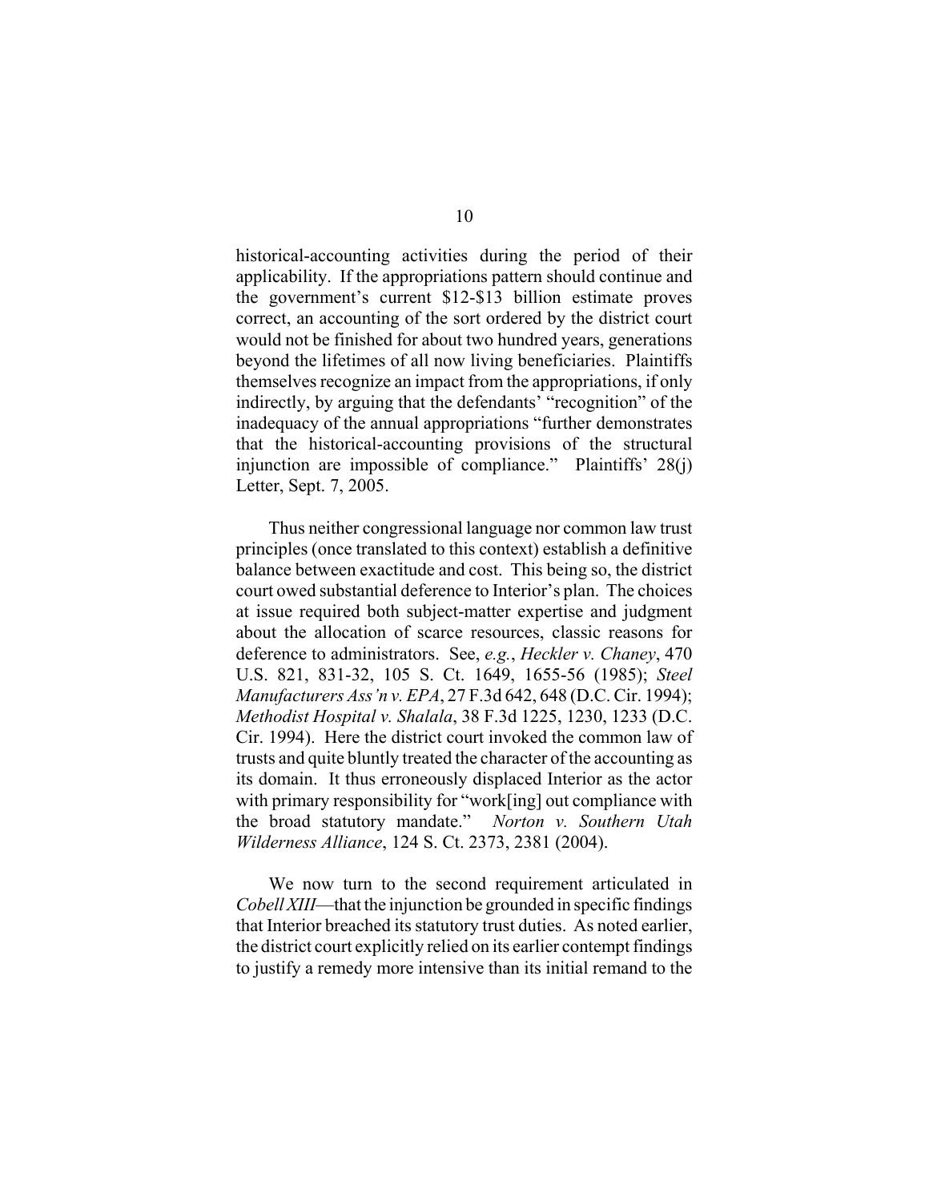historical-accounting activities during the period of their applicability. If the appropriations pattern should continue and the government's current $12-$13 billion estimate proves correct, an accounting of the sort ordered by the district court would not be finished for about two hundred years, generations beyond the lifetimes of all now living beneficiaries. Plaintiffs themselves recognize an impact from the appropriations, if only indirectly, by arguing that the defendants' "recognition" of the inadequacy of the annual appropriations "further demonstrates that the historical-accounting provisions of the structural injunction are impossible of compliance." Plaintiffs' 28(j) Letter, Sept. 7, 2005.

Thus neither congressional language nor common law trust principles (once translated to this context) establish a definitive balance between exactitude and cost. This being so, the district court owed substantial deference to Interior's plan. The choices at issue required both subject-matter expertise and judgment about the allocation of scarce resources, classic reasons for deference to administrators. See, *e.g.*, *Heckler v. Chaney*, 470 U.S. 821, 831-32, 105 S. Ct. 1649, 1655-56 (1985); *Steel Manufacturers Ass'n v. EPA*, 27 F.3d 642, 648 (D.C. Cir. 1994); *Methodist Hospital v. Shalala*, 38 F.3d 1225, 1230, 1233 (D.C. Cir. 1994). Here the district court invoked the common law of trusts and quite bluntly treated the character of the accounting as its domain. It thus erroneously displaced Interior as the actor with primary responsibility for "work[ing] out compliance with the broad statutory mandate." *Norton v. Southern Utah Wilderness Alliance*, 124 S. Ct. 2373, 2381 (2004).

We now turn to the second requirement articulated in *Cobell XIII*—that the injunction be grounded in specific findings that Interior breached its statutory trust duties. As noted earlier, the district court explicitly relied on its earlier contempt findings to justify a remedy more intensive than its initial remand to the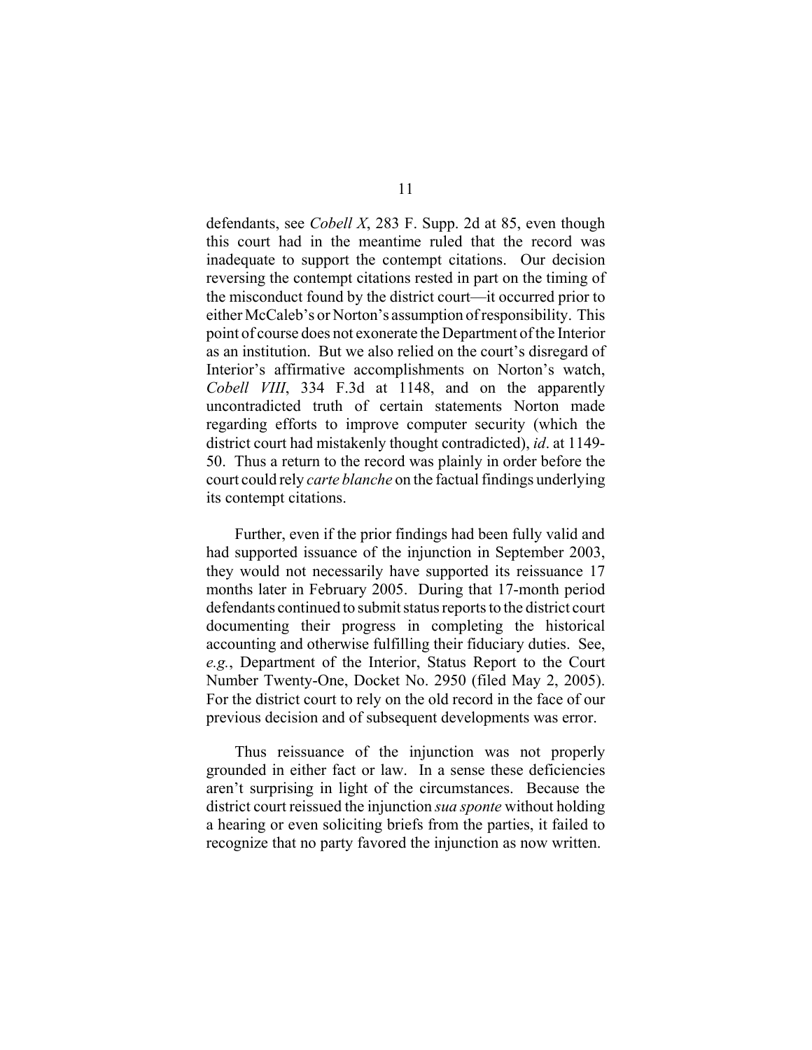defendants, see *Cobell X*, 283 F. Supp. 2d at 85, even though this court had in the meantime ruled that the record was inadequate to support the contempt citations. Our decision reversing the contempt citations rested in part on the timing of the misconduct found by the district court—it occurred prior to either McCaleb's or Norton's assumption of responsibility. This point of course does not exonerate the Department of the Interior as an institution. But we also relied on the court's disregard of Interior's affirmative accomplishments on Norton's watch, *Cobell VIII*, 334 F.3d at 1148, and on the apparently uncontradicted truth of certain statements Norton made regarding efforts to improve computer security (which the district court had mistakenly thought contradicted), *id*. at 1149-50. Thus a return to the record was plainly in order before the court could rely *carte blanche* on the factual findings underlying its contempt citations.

Further, even if the prior findings had been fully valid and had supported issuance of the injunction in September 2003, they would not necessarily have supported its reissuance 17 months later in February 2005. During that 17-month period defendants continued to submit status reports to the district court documenting their progress in completing the historical accounting and otherwise fulfilling their fiduciary duties. See, *e.g.*, Department of the Interior, Status Report to the Court Number Twenty-One, Docket No. 2950 (filed May 2, 2005). For the district court to rely on the old record in the face of our previous decision and of subsequent developments was error.

Thus reissuance of the injunction was not properly grounded in either fact or law. In a sense these deficiencies aren't surprising in light of the circumstances. Because the district court reissued the injunction *sua sponte* without holding a hearing or even soliciting briefs from the parties, it failed to recognize that no party favored the injunction as now written.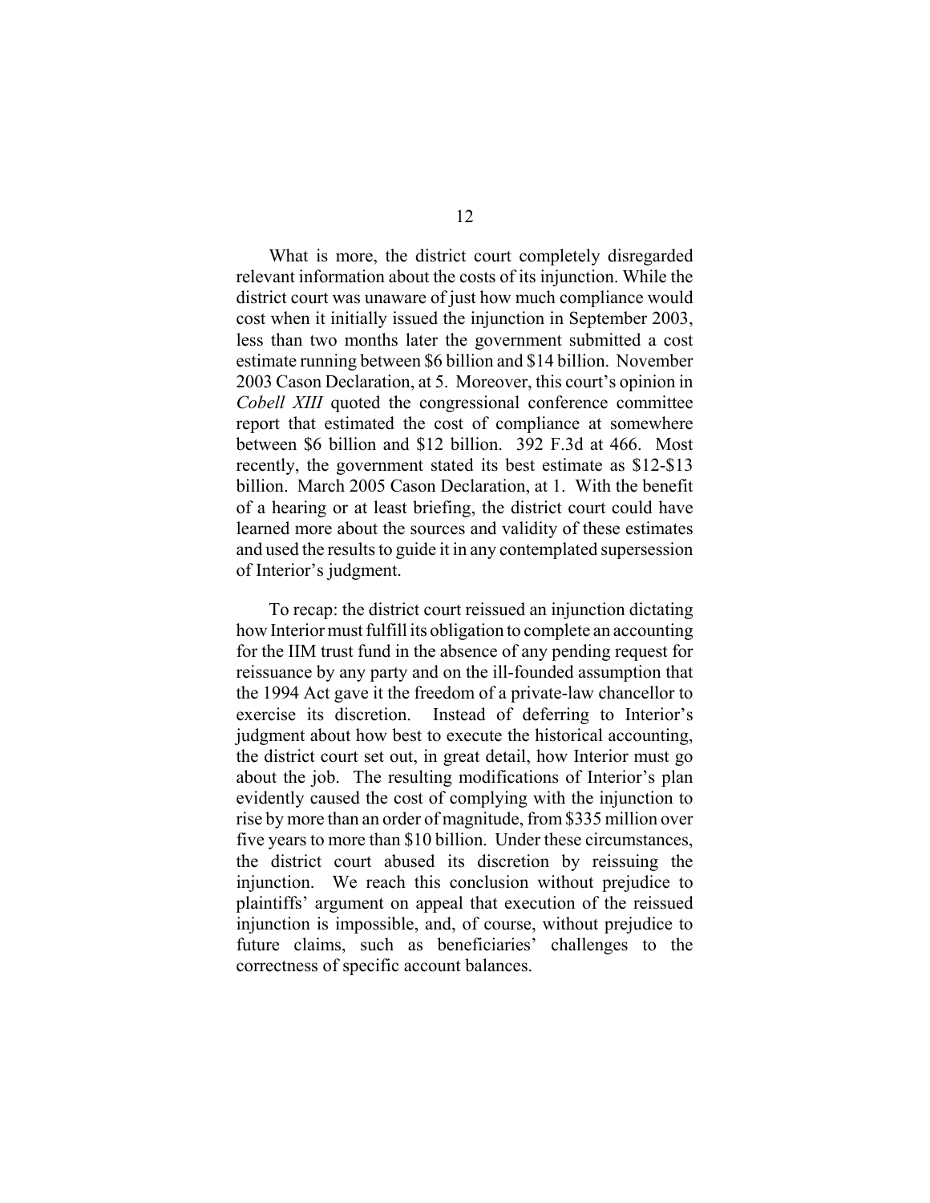What is more, the district court completely disregarded relevant information about the costs of its injunction. While the district court was unaware of just how much compliance would cost when it initially issued the injunction in September 2003, less than two months later the government submitted a cost estimate running between $6 billion and $14 billion. November 2003 Cason Declaration, at 5. Moreover, this court's opinion in *Cobell XIII* quoted the congressional conference committee report that estimated the cost of compliance at somewhere between $6 billion and $12 billion. 392 F.3d at 466. Most recently, the government stated its best estimate as $12-$13 billion. March 2005 Cason Declaration, at 1. With the benefit of a hearing or at least briefing, the district court could have learned more about the sources and validity of these estimates and used the results to guide it in any contemplated supersession of Interior's judgment.

To recap: the district court reissued an injunction dictating how Interior must fulfill its obligation to complete an accounting for the IIM trust fund in the absence of any pending request for reissuance by any party and on the ill-founded assumption that the 1994 Act gave it the freedom of a private-law chancellor to exercise its discretion. Instead of deferring to Interior's judgment about how best to execute the historical accounting, the district court set out, in great detail, how Interior must go about the job. The resulting modifications of Interior's plan evidently caused the cost of complying with the injunction to rise by more than an order of magnitude, from $335 million over five years to more than $10 billion. Under these circumstances, the district court abused its discretion by reissuing the injunction. We reach this conclusion without prejudice to plaintiffs' argument on appeal that execution of the reissued injunction is impossible, and, of course, without prejudice to future claims, such as beneficiaries' challenges to the correctness of specific account balances.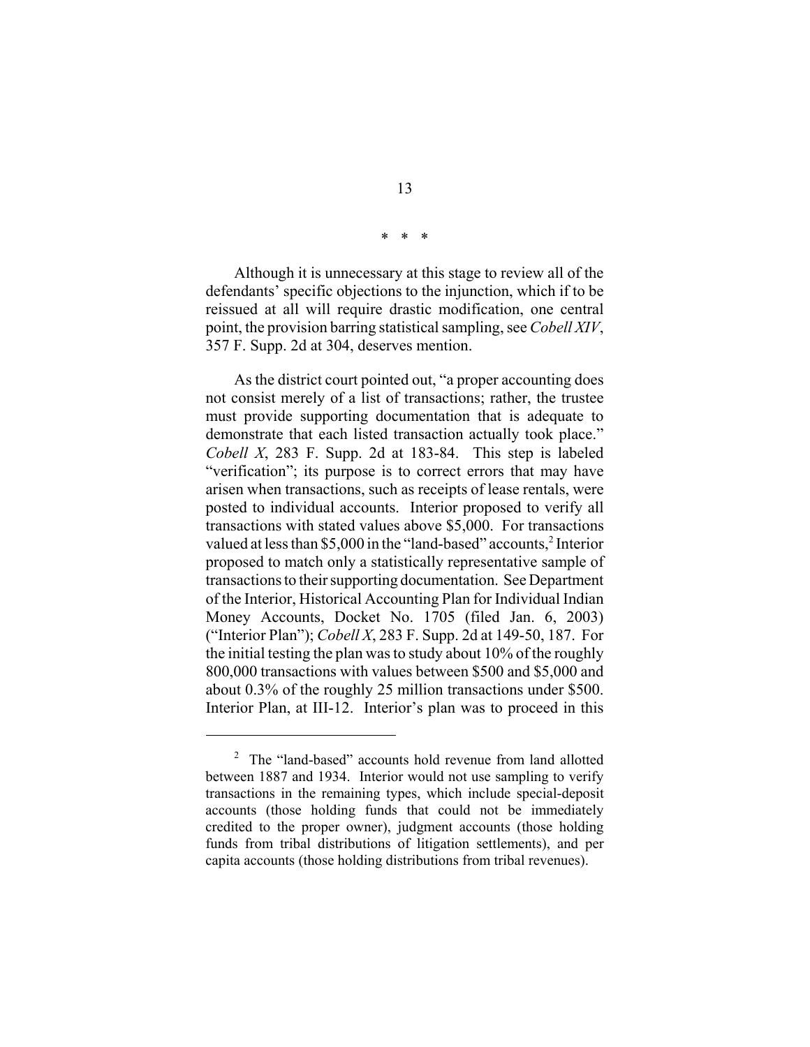\* \* \*

Although it is unnecessary at this stage to review all of the defendants' specific objections to the injunction, which if to be reissued at all will require drastic modification, one central point, the provision barring statistical sampling, see *Cobell XIV*, 357 F. Supp. 2d at 304, deserves mention.

As the district court pointed out, "a proper accounting does not consist merely of a list of transactions; rather, the trustee must provide supporting documentation that is adequate to demonstrate that each listed transaction actually took place." *Cobell X*, 283 F. Supp. 2d at 183-84. This step is labeled "verification"; its purpose is to correct errors that may have arisen when transactions, such as receipts of lease rentals, were posted to individual accounts. Interior proposed to verify all transactions with stated values above $5,000. For transactions valued at less than $5,000 in the "land-based" accounts,[2] Interior proposed to match only a statistically representative sample of transactions to their supporting documentation. See Department of the Interior, Historical Accounting Plan for Individual Indian Money Accounts, Docket No. 1705 (filed Jan. 6, 2003) ("Interior Plan"); *Cobell X*, 283 F. Supp. 2d at 149-50, 187. For the initial testing the plan was to study about 10% of the roughly 800,000 transactions with values between $500 and $5,000 and about 0.3% of the roughly 25 million transactions under $500. Interior Plan, at III-12. Interior's plan was to proceed in this

---

[2] The "land-based" accounts hold revenue from land allotted between 1887 and 1934. Interior would not use sampling to verify transactions in the remaining types, which include special-deposit accounts (those holding funds that could not be immediately credited to the proper owner), judgment accounts (those holding funds from tribal distributions of litigation settlements), and per capita accounts (those holding distributions from tribal revenues).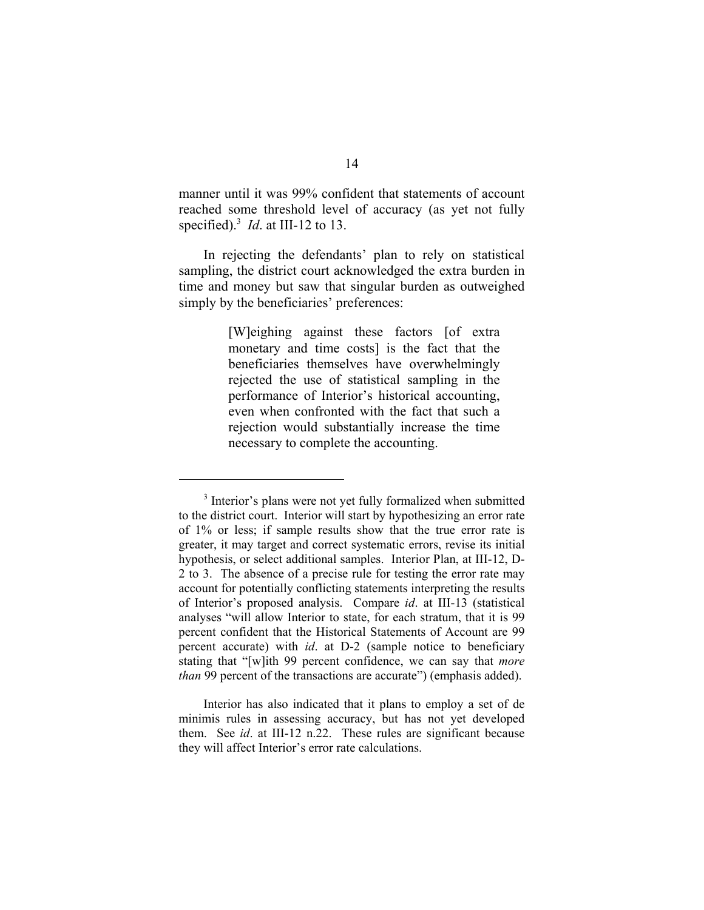manner until it was 99% confident that statements of account reached some threshold level of accuracy (as yet not fully specified).[3] *Id*. at III-12 to 13.

In rejecting the defendants' plan to rely on statistical sampling, the district court acknowledged the extra burden in time and money but saw that singular burden as outweighed simply by the beneficiaries' preferences:

> [W]eighing against these factors [of extra monetary and time costs] is the fact that the beneficiaries themselves have overwhelmingly rejected the use of statistical sampling in the performance of Interior's historical accounting, even when confronted with the fact that such a rejection would substantially increase the time necessary to complete the accounting.

---

[3] Interior's plans were not yet fully formalized when submitted to the district court. Interior will start by hypothesizing an error rate of 1% or less; if sample results show that the true error rate is greater, it may target and correct systematic errors, revise its initial hypothesis, or select additional samples. Interior Plan, at III-12, D-2 to 3. The absence of a precise rule for testing the error rate may account for potentially conflicting statements interpreting the results of Interior's proposed analysis. Compare *id*. at III-13 (statistical analyses "will allow Interior to state, for each stratum, that it is 99 percent confident that the Historical Statements of Account are 99 percent accurate) with *id*. at D-2 (sample notice to beneficiary stating that "[w]ith 99 percent confidence, we can say that *more than* 99 percent of the transactions are accurate") (emphasis added).

Interior has also indicated that it plans to employ a set of de minimis rules in assessing accuracy, but has not yet developed them. See *id*. at III-12 n.22. These rules are significant because they will affect Interior's error rate calculations.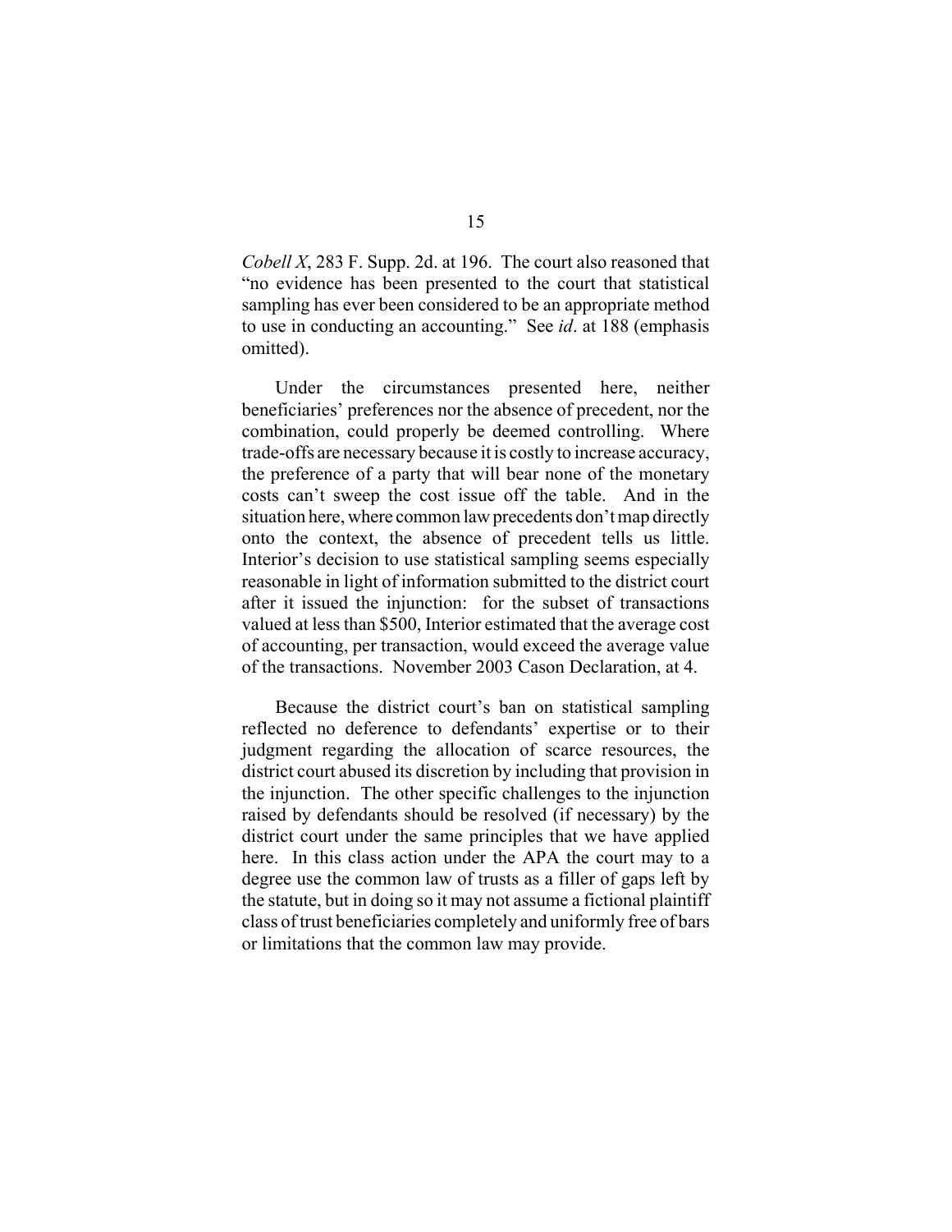*Cobell X*, 283 F. Supp. 2d. at 196. The court also reasoned that "no evidence has been presented to the court that statistical sampling has ever been considered to be an appropriate method to use in conducting an accounting." See *id*. at 188 (emphasis omitted).

Under the circumstances presented here, neither beneficiaries' preferences nor the absence of precedent, nor the combination, could properly be deemed controlling. Where trade-offs are necessary because it is costly to increase accuracy, the preference of a party that will bear none of the monetary costs can't sweep the cost issue off the table. And in the situation here, where common law precedents don't map directly onto the context, the absence of precedent tells us little. Interior's decision to use statistical sampling seems especially reasonable in light of information submitted to the district court after it issued the injunction: for the subset of transactions valued at less than $500, Interior estimated that the average cost of accounting, per transaction, would exceed the average value of the transactions. November 2003 Cason Declaration, at 4.

Because the district court's ban on statistical sampling reflected no deference to defendants' expertise or to their judgment regarding the allocation of scarce resources, the district court abused its discretion by including that provision in the injunction. The other specific challenges to the injunction raised by defendants should be resolved (if necessary) by the district court under the same principles that we have applied here. In this class action under the APA the court may to a degree use the common law of trusts as a filler of gaps left by the statute, but in doing so it may not assume a fictional plaintiff class of trust beneficiaries completely and uniformly free of bars or limitations that the common law may provide.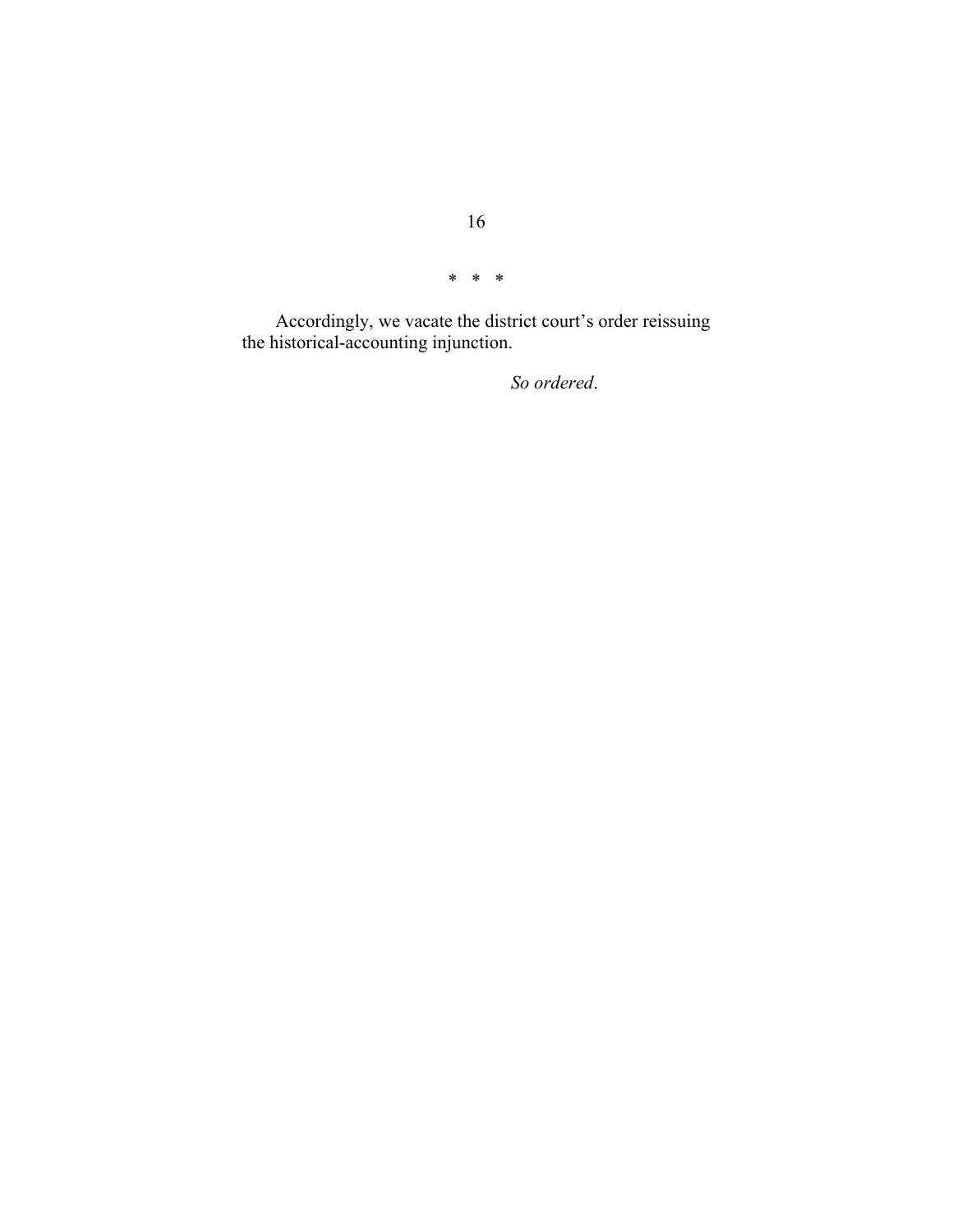\* \* \*

Accordingly, we vacate the district court's order reissuing the historical-accounting injunction.

*So ordered*.